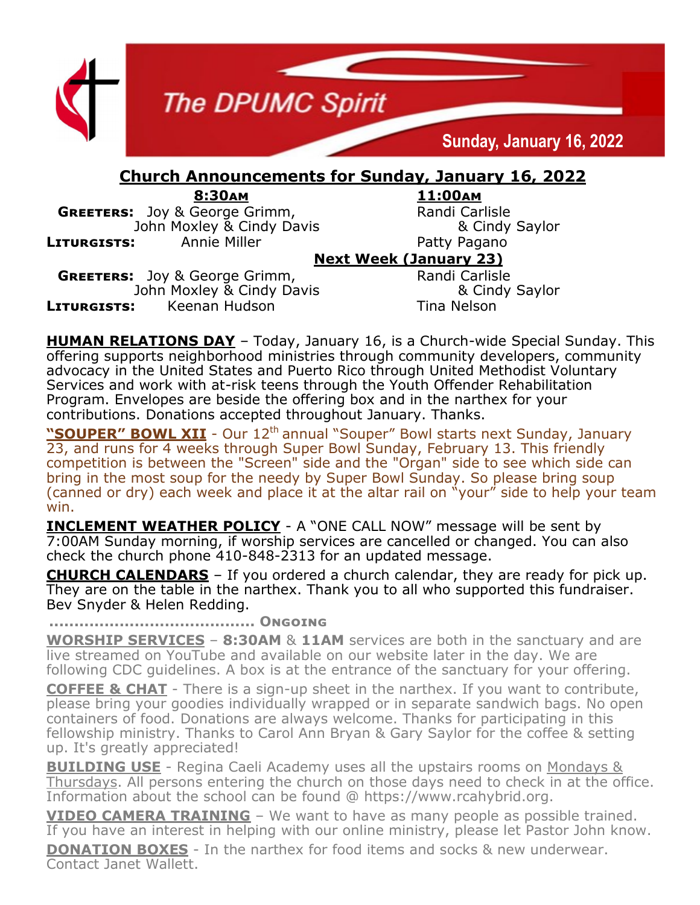# The DPUMC Spirit

**Sunday, January 16, 2022**

## Church Announcements for Sunday, January 16, 2022

| | 8:30AM | 11:00AM |
|---|---|---|
| **GREETERS:** | Joy & George Grimm, John Moxley & Cindy Davis | Randi Carlisle & Cindy Saylor |
| **LITURGISTS:** | Annie Miller | Patty Pagano |

**Next Week (January 23)**

| | 8:30AM | 11:00AM |
|---|---|---|
| **GREETERS:** | Joy & George Grimm, John Moxley & Cindy Davis | Randi Carlisle & Cindy Saylor |
| **LITURGISTS:** | Keenan Hudson | Tina Nelson |

**HUMAN RELATIONS DAY** – Today, January 16, is a Church-wide Special Sunday. This offering supports neighborhood ministries through community developers, community advocacy in the United States and Puerto Rico through United Methodist Voluntary Services and work with at-risk teens through the Youth Offender Rehabilitation Program. Envelopes are beside the offering box and in the narthex for your contributions. Donations accepted throughout January. Thanks.

**"SOUPER" BOWL XII** - Our 12th annual "Souper" Bowl starts next Sunday, January 23, and runs for 4 weeks through Super Bowl Sunday, February 13. This friendly competition is between the "Screen" side and the "Organ" side to see which side can bring in the most soup for the needy by Super Bowl Sunday. So please bring soup (canned or dry) each week and place it at the altar rail on "your" side to help your team win.

**INCLEMENT WEATHER POLICY** - A "ONE CALL NOW" message will be sent by 7:00AM Sunday morning, if worship services are cancelled or changed. You can also check the church phone 410-848-2313 for an updated message.

**CHURCH CALENDARS** – If you ordered a church calendar, they are ready for pick up. They are on the table in the narthex. Thank you to all who supported this fundraiser. Bev Snyder & Helen Redding.

**........................................ ONGOING**

**WORSHIP SERVICES** – **8:30AM** & **11AM** services are both in the sanctuary and are live streamed on YouTube and available on our website later in the day. We are following CDC guidelines. A box is at the entrance of the sanctuary for your offering.

**COFFEE & CHAT** - There is a sign-up sheet in the narthex. If you want to contribute, please bring your goodies individually wrapped or in separate sandwich bags. No open containers of food. Donations are always welcome. Thanks for participating in this fellowship ministry. Thanks to Carol Ann Bryan & Gary Saylor for the coffee & setting up. It's greatly appreciated!

**BUILDING USE** - Regina Caeli Academy uses all the upstairs rooms on Mondays & Thursdays. All persons entering the church on those days need to check in at the office. Information about the school can be found @ https://www.rcahybrid.org.

**VIDEO CAMERA TRAINING** – We want to have as many people as possible trained. If you have an interest in helping with our online ministry, please let Pastor John know.

**DONATION BOXES** - In the narthex for food items and socks & new underwear. Contact Janet Wallett.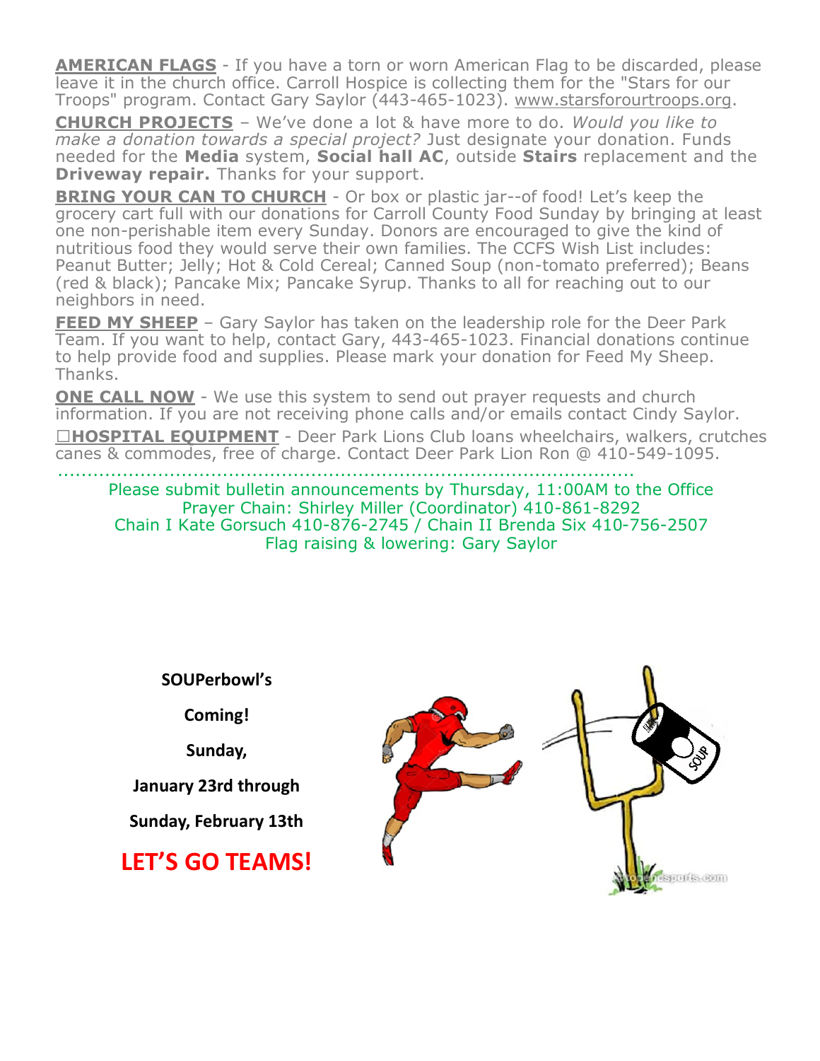**AMERICAN FLAGS** - If you have a torn or worn American Flag to be discarded, please leave it in the church office. Carroll Hospice is collecting them for the "Stars for our Troops" program. Contact Gary Saylor (443-465-1023). www.starsforourtroops.org.

**CHURCH PROJECTS** – We've done a lot & have more to do. *Would you like to make a donation towards a special project?* Just designate your donation. Funds needed for the **Media** system, **Social hall AC**, outside **Stairs** replacement and the **Driveway repair.** Thanks for your support.

**BRING YOUR CAN TO CHURCH** - Or box or plastic jar--of food! Let's keep the grocery cart full with our donations for Carroll County Food Sunday by bringing at least one non-perishable item every Sunday. Donors are encouraged to give the kind of nutritious food they would serve their own families. The CCFS Wish List includes: Peanut Butter; Jelly; Hot & Cold Cereal; Canned Soup (non-tomato preferred); Beans (red & black); Pancake Mix; Pancake Syrup. Thanks to all for reaching out to our neighbors in need.

**FEED MY SHEEP** – Gary Saylor has taken on the leadership role for the Deer Park Team. If you want to help, contact Gary, 443-465-1023. Financial donations continue to help provide food and supplies. Please mark your donation for Feed My Sheep. Thanks.

**ONE CALL NOW** - We use this system to send out prayer requests and church information. If you are not receiving phone calls and/or emails contact Cindy Saylor.

☐**HOSPITAL EQUIPMENT** - Deer Park Lions Club loans wheelchairs, walkers, crutches canes & commodes, free of charge. Contact Deer Park Lion Ron @ 410-549-1095.

Please submit bulletin announcements by Thursday, 11:00AM to the Office
Prayer Chain: Shirley Miller (Coordinator) 410-861-8292
Chain I Kate Gorsuch 410-876-2745 / Chain II Brenda Six 410-756-2507
Flag raising & lowering: Gary Saylor

**SOUPerbowl's**

**Coming!**

**Sunday,**

**January 23rd through**

**Sunday, February 13th**

**LET'S GO TEAMS!**